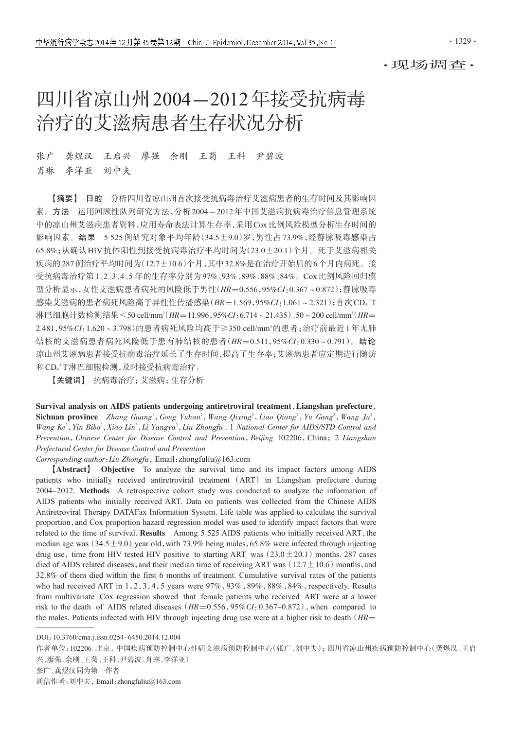·现场调查·

# 四川省凉山州2004—2012年接受抗病毒治疗的艾滋病患者生存状况分析

张广　龚煜汉　王启兴　廖强　余刚　王菊　王科　尹碧波
肖琳　李洋亚　刘中夫

**【摘要】 目的**　分析四川省凉山州首次接受抗病毒治疗艾滋病患者的生存时间及其影响因素。**方法**　运用回顾性队列研究方法，分析2004—2012年中国艾滋病抗病毒治疗信息管理系统中的凉山州艾滋病患者资料，应用寿命表法计算生存率，采用Cox比例风险模型分析生存时间的影响因素。**结果**　5 525例研究对象平均年龄(34.5±9.0)岁，男性占73.9%，经静脉吸毒感染占65.8%；从确认HIV抗体阳性到接受抗病毒治疗平均时间为(23.0±20.1)个月。死于艾滋病相关疾病的287例治疗平均时间为(12.7±10.6)个月，其中32.8%是在治疗开始后的6个月内病死。接受抗病毒治疗第1、2、3、4、5年的生存率分别为97%、93%、89%、88%、84%。Cox比例风险回归模型分析显示，女性艾滋病患者病死的风险低于男性($HR$=0.556，95%$CI$：0.367～0.872)；静脉吸毒感染艾滋病的患者病死风险高于异性性传播感染($HR$=1.569，95%$CI$：1.061～2.321)；首次$CD_4^+$T淋巴细胞计数检测结果<50 cell/mm$^3$($HR$=11.996，95%$CI$：6.714～21.435)、50～200 cell/mm$^3$($HR$=2.481，95%$CI$：1.620～3.798)的患者病死风险均高于≥350 cell/mm$^3$的患者；治疗前最近1年无肺结核的艾滋病患者病死风险低于患有肺结核的患者($HR$=0.511，95%$CI$：0.330～0.791)。**结论**　凉山州艾滋病患者接受抗病毒治疗延长了生存时间，提高了生存率；艾滋病患者应定期进行随访和$CD_4^+$T淋巴细胞检测，及时接受抗病毒治疗。

**【关键词】**　抗病毒治疗；艾滋病；生存分析

**Survival analysis on AIDS patients undergoing antiretroviral treatment, Liangshan prefecture, Sichuan province**　*Zhang Guang*[1], *Gong Yuhan*[2], *Wang Qixing*[2], *Liao Qiang*[2], *Yu Gang*[2], *Wang Ju*[2], *Wang Ke*[2], *Yin Bibo*[2], *Xiao Lin*[2], *Li Yangya*[2], *Liu Zhongfu*[1]. 1 *National Center for AIDS/STD Control and Prevention, Chinese Center for Disease Control and Prevention, Beijing* 102206, China; 2 *Liangshan Prefectural Center for Disease Control and Prevention*

*Corresponding author*: *Liu Zhongfu*, Email: zhongfuliu@163.com

**【Abstract】 Objective**　To analyze the survival time and its impact factors among AIDS patients who initially received antiretroviral treatment (ART) in Liangshan prefecture during 2004-2012. **Methods**　A retrospective cohort study was conducted to analyze the information of AIDS patients who initially received ART. Data on patients was collected from the Chinese AIDS Antiretroviral Therapy DATAFax Information System. Life table was applied to calculate the survival proportion, and Cox proportion hazard regression model was used to identify impact factors that were related to the time of survival. **Results**　Among 5 525 AIDS patients who initially received ART, the median age was (34.5±9.0) year old, with 73.9% being males, 65.8% were infected through injecting drug use, time from HIV tested HIV positive to starting ART was (23.0±20.1) months. 287 cases died of AIDS related diseases, and their median time of receiving ART was (12.7±10.6) months, and 32.8% of them died within the first 6 months of treatment. Cumulative survival rates of the patients who had received ART in 1, 2, 3, 4, 5 years were 97%, 93%, 89%, 88%, 84%, respectively. Results from multivariate Cox regression showed that female patients who received ART were at a lower risk to the death of AIDS related diseases ($HR$=0.556, 95%$CI$: 0.367-0.872), when compared to the males. Patients infected with HIV through injecting drug use were at a higher risk to death ($HR$=

---

DOI：10.3760/cma.j.issn.0254-6450.2014.12.004

作者单位：102206 北京，中国疾病预防控制中心性病艾滋病预防控制中心(张广、刘中夫)；四川省凉山州疾病预防控制中心(龚煜汉、王启兴、廖强、余刚、王菊、王科、尹碧波、肖琳、李洋亚)

张广、龚煜汉同为第一作者

通信作者：刘中夫，Email：zhongfuliu@163.com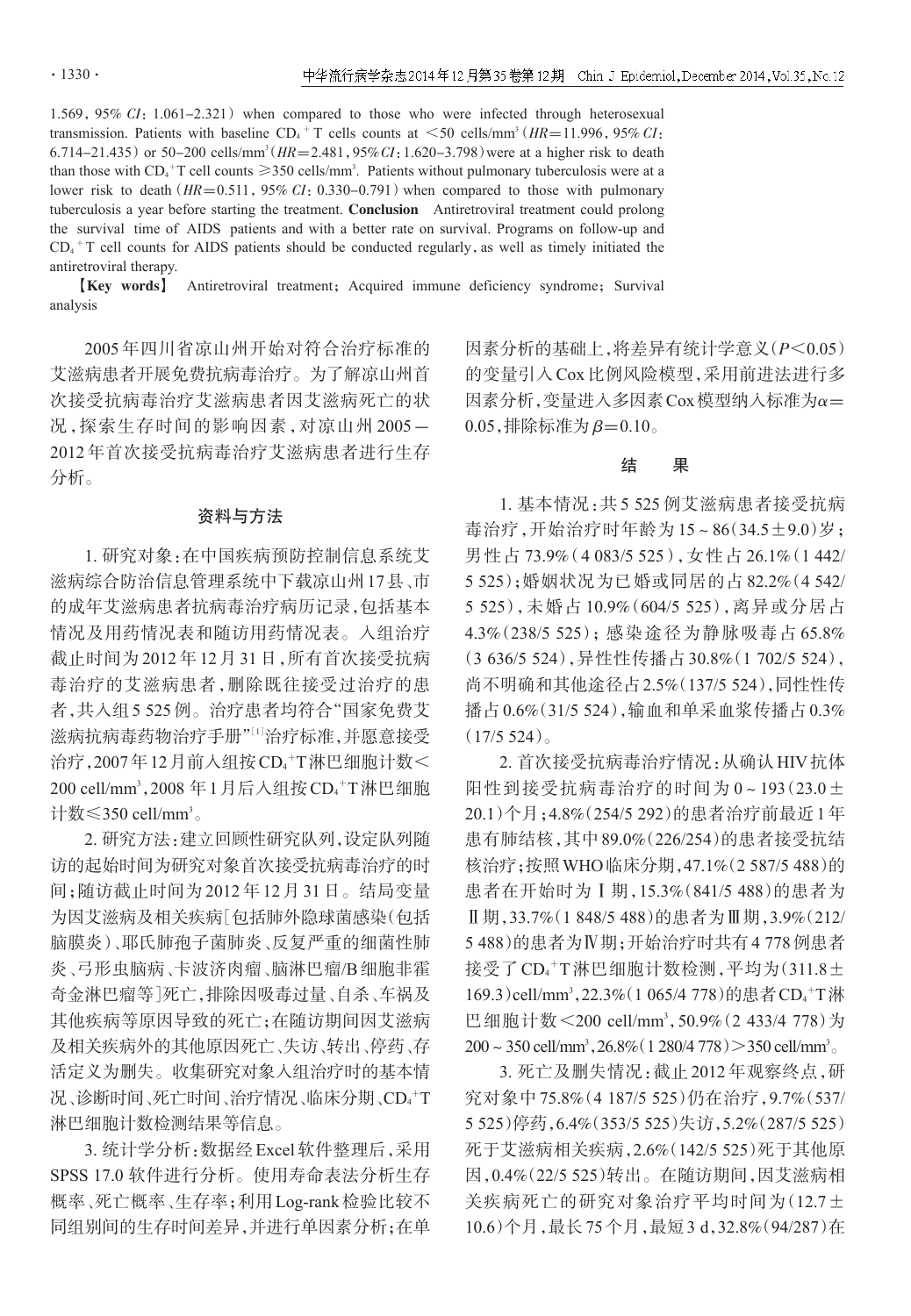1.569, 95% *CI*: 1.061–2.321) when compared to those who were infected through heterosexual transmission. Patients with baseline $CD_4^+$ T cells counts at <50 cells/mm³ (*HR*=11.996, 95% *CI*: 6.714–21.435) or 50–200 cells/mm³ (*HR*=2.481, 95%*CI*: 1.620–3.798) were at a higher risk to death than those with $CD_4^+$T cell counts ≥350 cells/mm³. Patients without pulmonary tuberculosis were at a lower risk to death (*HR*=0.511, 95% *CI*: 0.330–0.791) when compared to those with pulmonary tuberculosis a year before starting the treatment. **Conclusion** Antiretroviral treatment could prolong the survival time of AIDS patients and with a better rate on survival. Programs on follow-up and $CD_4^+$ T cell counts for AIDS patients should be conducted regularly, as well as timely initiated the antiretroviral therapy.

**【Key words】** Antiretroviral treatment; Acquired immune deficiency syndrome; Survival analysis

2005年四川省凉山州开始对符合治疗标准的艾滋病患者开展免费抗病毒治疗。为了解凉山州首次接受抗病毒治疗艾滋病患者因艾滋病死亡的状况，探索生存时间的影响因素，对凉山州2005—2012年首次接受抗病毒治疗艾滋病患者进行生存分析。

## 资料与方法

1. 研究对象：在中国疾病预防控制信息系统艾滋病综合防治信息管理系统中下载凉山州17县、市的成年艾滋病患者抗病毒治疗病历记录，包括基本情况及用药情况表和随访用药情况表。入组治疗截止时间为2012年12月31日，所有首次接受抗病毒治疗的艾滋病患者，删除既往接受过治疗的患者，共入组5 525例。治疗患者均符合"国家免费艾滋病抗病毒药物治疗手册"[1]治疗标准，并愿意接受治疗，2007年12月前入组按$CD_4^+$T淋巴细胞计数<200 cell/mm³，2008年1月后入组按$CD_4^+$T淋巴细胞计数≤350 cell/mm³。

2. 研究方法：建立回顾性研究队列，设定队列随访的起始时间为研究对象首次接受抗病毒治疗的时间；随访截止时间为2012年12月31日。结局变量为因艾滋病及相关疾病[包括肺外隐球菌感染(包括脑膜炎)、耶氏肺孢子菌肺炎、反复严重的细菌性肺炎、弓形虫脑病、卡波济肉瘤、脑淋巴瘤/B细胞非霍奇金淋巴瘤等]死亡，排除因吸毒过量、自杀、车祸及其他疾病等原因导致的死亡；在随访期间因艾滋病及相关疾病外的其他原因死亡、失访、转出、停药、存活定义为删失。收集研究对象入组治疗时的基本情况、诊断时间、死亡时间、治疗情况、临床分期、$CD_4^+$T淋巴细胞计数检测结果等信息。

3. 统计学分析：数据经Excel软件整理后，采用SPSS 17.0软件进行分析。使用寿命表法分析生存概率、死亡概率、生存率；利用Log-rank检验比较不同组别间的生存时间差异，并进行单因素分析；在单因素分析的基础上，将差异有统计学意义($P$<0.05)的变量引入Cox比例风险模型，采用前进法进行多因素分析，变量进入多因素Cox模型纳入标准为$\alpha$=0.05，排除标准为$\beta$=0.10。

## 结　果

1. 基本情况：共5 525例艾滋病患者接受抗病毒治疗，开始治疗时年龄为15～86(34.5±9.0)岁；男性占73.9%(4 083/5 525)，女性占26.1%(1 442/5 525)；婚姻状况为已婚或同居的占82.2%(4 542/5 525)，未婚占10.9%(604/5 525)，离异或分居占4.3%(238/5 525)；感染途径为静脉吸毒占65.8%(3 636/5 524)，异性性传播占30.8%(1 702/5 524)，尚不明确和其他途径占2.5%(137/5 524)，同性性传播占0.6%(31/5 524)，输血和单采血浆传播占0.3%(17/5 524)。

2. 首次接受抗病毒治疗情况：从确认HIV抗体阳性到接受抗病毒治疗的时间为0～193(23.0±20.1)个月；4.8%(254/5 292)的患者治疗前最近1年患有肺结核，其中89.0%(226/254)的患者接受抗结核治疗；按照WHO临床分期，47.1%(2 587/5 488)的患者在开始时为Ⅰ期，15.3%(841/5 488)的患者为Ⅱ期，33.7%(1 848/5 488)的患者为Ⅲ期，3.9%(212/5 488)的患者为Ⅳ期；开始治疗时共有4 778例患者接受了$CD_4^+$T淋巴细胞计数检测，平均为(311.8±169.3)cell/mm³，22.3%(1 065/4 778)的患者$CD_4^+$T淋巴细胞计数<200 cell/mm³，50.9%(2 433/4 778)为200～350 cell/mm³，26.8%(1 280/4 778)>350 cell/mm³。

3. 死亡及删失情况：截止2012年观察终点，研究对象中75.8%(4 187/5 525)仍在治疗，9.7%(537/5 525)停药，6.4%(353/5 525)失访，5.2%(287/5 525)死于艾滋病相关疾病，2.6%(142/5 525)死于其他原因，0.4%(22/5 525)转出。在随访期间，因艾滋病相关疾病死亡的研究对象治疗平均时间为(12.7±10.6)个月，最长75个月，最短3 d，32.8%(94/287)在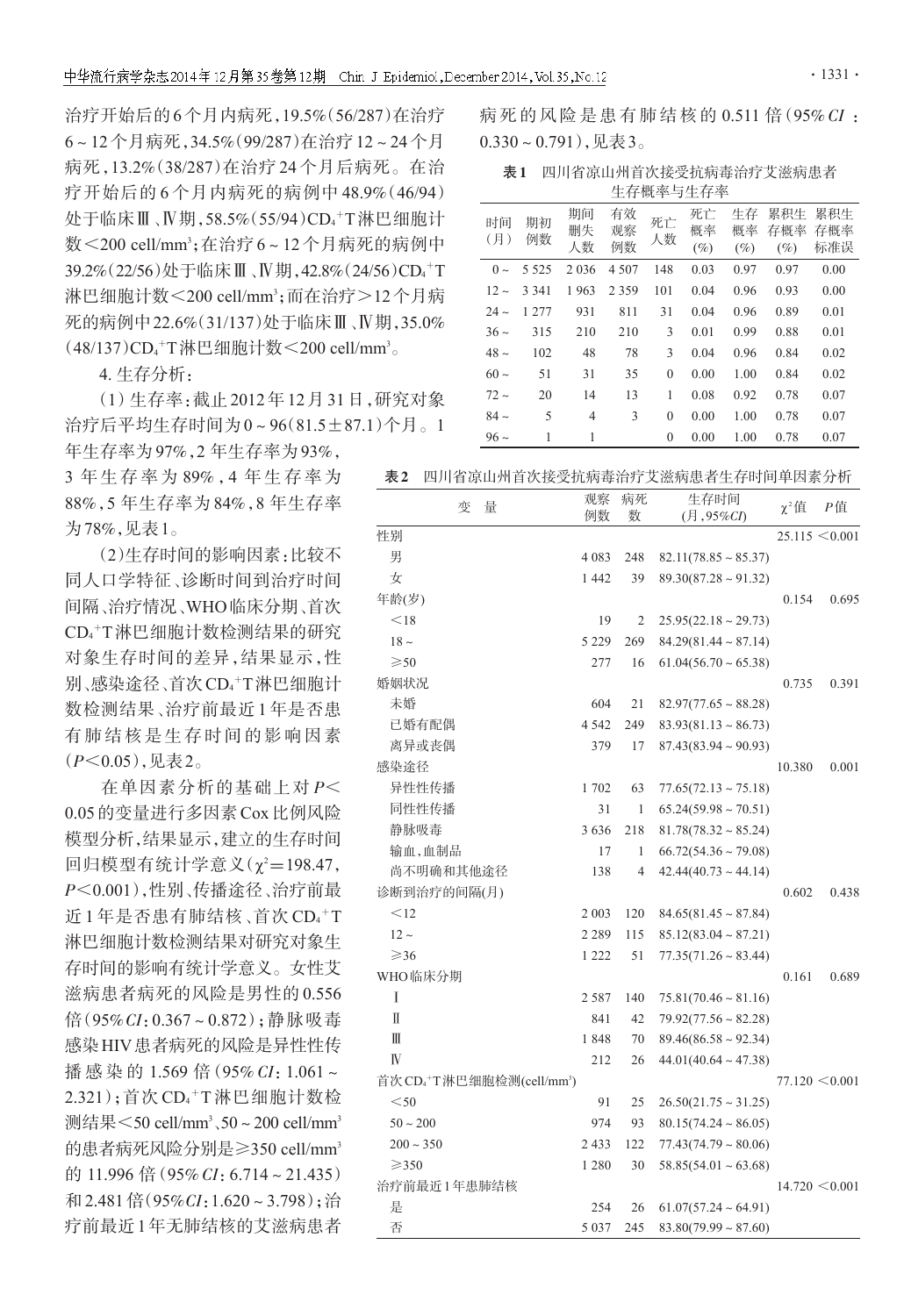治疗开始后的6个月内病死，19.5%(56/287)在治疗6～12个月病死，34.5%(99/287)在治疗12～24个月病死，13.2%(38/287)在治疗24个月后病死。在治疗开始后的6个月内病死的病例中48.9%(46/94)处于临床Ⅲ、Ⅳ期，58.5%(55/94)$CD_4^+T$淋巴细胞计数＜200 cell/$mm^3$；在治疗6～12个月病死的病例中39.2%(22/56)处于临床Ⅲ、Ⅳ期，42.8%(24/56)$CD_4^+T$淋巴细胞计数＜200 cell/$mm^3$；而在治疗＞12个月病死的病例中22.6%(31/137)处于临床Ⅲ、Ⅳ期，35.0%(48/137)$CD_4^+T$淋巴细胞计数＜200 cell/$mm^3$。

4. 生存分析：

(1)生存率：截止2012年12月31日，研究对象治疗后平均生存时间为0～96(81.5±87.1)个月。1年生存率为97%，2年生存率为93%，3年生存率为89%，4年生存率为88%，5年生存率为84%，8年生存率为78%，见表1。

(2)生存时间的影响因素：比较不同人口学特征、诊断时间到治疗时间间隔、治疗情况、WHO临床分期、首次$CD_4^+T$淋巴细胞计数检测结果的研究对象生存时间的差异，结果显示，性别、感染途径、首次$CD_4^+T$淋巴细胞计数检测结果、治疗前最近1年是否患有肺结核是生存时间的影响因素($P$＜0.05)，见表2。

在单因素分析的基础上对$P$＜0.05的变量进行多因素Cox比例风险模型分析，结果显示，建立的生存时间回归模型有统计学意义($\chi^2$=198.47，$P$＜0.001)，性别、传播途径、治疗前最近1年是否患有肺结核、首次$CD_4^+T$淋巴细胞计数检测结果对研究对象生存时间的影响有统计学意义。女性艾滋病患者病死的风险是男性的0.556倍(95%$CI$：0.367～0.872)；静脉吸毒感染HIV患者病死的风险是异性性传播感染的1.569倍(95%$CI$：1.061～2.321)；首次$CD_4^+T$淋巴细胞计数检测结果＜50 cell/$mm^3$、50～200 cell/$mm^3$的患者病死风险分别是≥350 cell/$mm^3$的11.996倍(95%$CI$：6.714～21.435)和2.481倍(95%$CI$：1.620～3.798)；治疗前最近1年无肺结核的艾滋病患者病死的风险是患有肺结核的0.511倍(95%$CI$：0.330～0.791)，见表3。

**表1** 四川省凉山州首次接受抗病毒治疗艾滋病患者生存概率与生存率

| 时间(月) | 期初例数 | 期间删失人数 | 有效观察例数 | 死亡人数 | 死亡概率(%) | 生存概率(%) | 累积生存概率(%) | 累积生存概率标准误 |
|---|---|---|---|---|---|---|---|---|
| 0～ | 5 525 | 2 036 | 4 507 | 148 | 0.03 | 0.97 | 0.97 | 0.00 |
| 12～ | 3 341 | 1 963 | 2 359 | 101 | 0.04 | 0.96 | 0.93 | 0.00 |
| 24～ | 1 277 | 931 | 811 | 31 | 0.04 | 0.96 | 0.89 | 0.01 |
| 36～ | 315 | 210 | 210 | 3 | 0.01 | 0.99 | 0.88 | 0.01 |
| 48～ | 102 | 48 | 78 | 3 | 0.04 | 0.96 | 0.84 | 0.02 |
| 60～ | 51 | 31 | 35 | 0 | 0.00 | 1.00 | 0.84 | 0.02 |
| 72～ | 20 | 14 | 13 | 1 | 0.08 | 0.92 | 0.78 | 0.07 |
| 84～ | 5 | 4 | 3 | 0 | 0.00 | 1.00 | 0.78 | 0.07 |
| 96～ | 1 | 1 | | 0 | 0.00 | 1.00 | 0.78 | 0.07 |

**表2** 四川省凉山州首次接受抗病毒治疗艾滋病患者生存时间单因素分析

| 变量 | 观察例数 | 病死数 | 生存时间(月，95%$CI$) | $\chi^2$值 | $P$值 |
|---|---|---|---|---|---|
| 性别 | | | | 25.115 | ＜0.001 |
| 男 | 4 083 | 248 | 82.11(78.85～85.37) | | |
| 女 | 1 442 | 39 | 89.30(87.28～91.32) | | |
| 年龄(岁) | | | | 0.154 | 0.695 |
| ＜18 | 19 | 2 | 25.95(22.18～29.73) | | |
| 18～ | 5 229 | 269 | 84.29(81.44～87.14) | | |
| ≥50 | 277 | 16 | 61.04(56.70～65.38) | | |
| 婚姻状况 | | | | 0.735 | 0.391 |
| 未婚 | 604 | 21 | 82.97(77.65～88.28) | | |
| 已婚有配偶 | 4 542 | 249 | 83.93(81.13～86.73) | | |
| 离异或丧偶 | 379 | 17 | 87.43(83.94～90.93) | | |
| 感染途径 | | | | 10.380 | 0.001 |
| 异性性传播 | 1 702 | 63 | 77.65(72.13～75.18) | | |
| 同性性传播 | 31 | 1 | 65.24(59.98～70.51) | | |
| 静脉吸毒 | 3 636 | 218 | 81.78(78.32～85.24) | | |
| 输血、血制品 | 17 | 1 | 66.72(54.36～79.08) | | |
| 尚不明确和其他途径 | 138 | 4 | 42.44(40.73～44.14) | | |
| 诊断到治疗的间隔(月) | | | | 0.602 | 0.438 |
| ＜12 | 2 003 | 120 | 84.65(81.45～87.84) | | |
| 12～ | 2 289 | 115 | 85.12(83.04～87.21) | | |
| ≥36 | 1 222 | 51 | 77.35(71.26～83.44) | | |
| WHO临床分期 | | | | 0.161 | 0.689 |
| Ⅰ | 2 587 | 140 | 75.81(70.46～81.16) | | |
| Ⅱ | 841 | 42 | 79.92(77.56～82.28) | | |
| Ⅲ | 1 848 | 70 | 89.46(86.58～92.34) | | |
| Ⅳ | 212 | 26 | 44.01(40.64～47.38) | | |
| 首次$CD_4^+T$淋巴细胞检测(cell/$mm^3$) | | | | 77.120 | ＜0.001 |
| ＜50 | 91 | 25 | 26.50(21.75～31.25) | | |
| 50～200 | 974 | 93 | 80.15(74.24～86.05) | | |
| 200～350 | 2 433 | 122 | 77.43(74.79～80.06) | | |
| ≥350 | 1 280 | 30 | 58.85(54.01～63.68) | | |
| 治疗前最近1年患肺结核 | | | | 14.720 | ＜0.001 |
| 是 | 254 | 26 | 61.07(57.24～64.91) | | |
| 否 | 5 037 | 245 | 83.80(79.99～87.60) | | |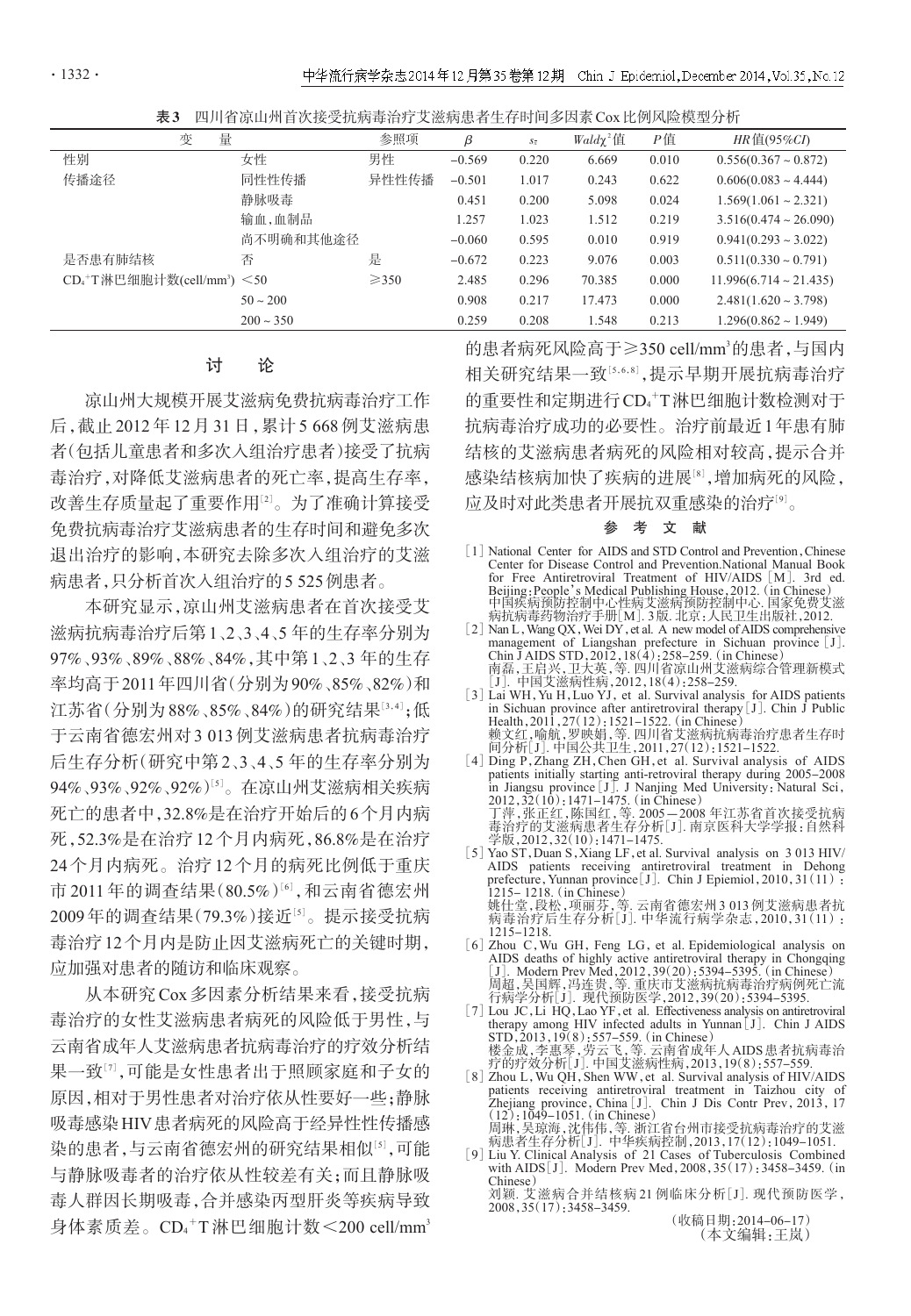**表3** 四川省凉山州首次接受抗病毒治疗艾滋病患者生存时间多因素Cox比例风险模型分析

| 变量 | | 参照项 | $\beta$ | $s_{\bar{x}}$ | $Wald\chi^2$值 | $P$值 | $HR$值(95%$CI$) |
|---|---|---|---|---|---|---|---|
| 性别 | 女性 | 男性 | −0.569 | 0.220 | 6.669 | 0.010 | 0.556(0.367～0.872) |
| 传播途径 | 同性性传播 | 异性性传播 | −0.501 | 1.017 | 0.243 | 0.622 | 0.606(0.083～4.444) |
| | 静脉吸毒 | | 0.451 | 0.200 | 5.098 | 0.024 | 1.569(1.061～2.321) |
| | 输血、血制品 | | 1.257 | 1.023 | 1.512 | 0.219 | 3.516(0.474～26.090) |
| | 尚不明确和其他途径 | | −0.060 | 0.595 | 0.010 | 0.919 | 0.941(0.293～3.022) |
| 是否患有肺结核 | 否 | 是 | −0.672 | 0.223 | 9.076 | 0.003 | 0.511(0.330～0.791) |
| $CD_4^+$T淋巴细胞计数(cell/mm$^3$) | ＜50 | ≥350 | 2.485 | 0.296 | 70.385 | 0.000 | 11.996(6.714～21.435) |
| | 50～200 | | 0.908 | 0.217 | 17.473 | 0.000 | 2.481(1.620～3.798) |
| | 200～350 | | 0.259 | 0.208 | 1.548 | 0.213 | 1.296(0.862～1.949) |

## 讨 论

凉山州大规模开展艾滋病免费抗病毒治疗工作后，截止2012年12月31日，累计5 668例艾滋病患者(包括儿童患者和多次入组治疗患者)接受了抗病毒治疗，对降低艾滋病患者的死亡率，提高生存率，改善生存质量起了重要作用[2]。为了准确计算接受免费抗病毒治疗艾滋病患者的生存时间和避免多次退出治疗的影响，本研究去除多次入组治疗的艾滋病患者，只分析首次入组治疗的5 525例患者。

本研究显示，凉山州艾滋病患者在首次接受艾滋病抗病毒治疗后第1、2、3、4、5年的生存率分别为97%、93%、89%、88%、84%，其中第1、2、3年的生存率均高于2011年四川省(分别为90%、85%、82%)和江苏省(分别为88%、85%、84%)的研究结果[3,4]；低于云南省德宏州对3 013例艾滋病患者抗病毒治疗后生存分析(研究中第2、3、4、5年的生存率分别为94%、93%、92%、92%)[5]。在凉山州艾滋病相关疾病死亡的患者中，32.8%是在治疗开始后的6个月内病死，52.3%是在治疗12个月内病死，86.8%是在治疗24个月内病死。治疗12个月的病死比例低于重庆市2011年的调查结果(80.5%)[6]，和云南省德宏州2009年的调查结果(79.3%)接近[5]。提示接受抗病毒治疗12个月内是防止因艾滋病死亡的关键时期，应加强对患者的随访和临床观察。

从本研究Cox多因素分析结果来看，接受抗病毒治疗的女性艾滋病患者病死的风险低于男性，与云南省成年人艾滋病患者抗病毒治疗的疗效分析结果一致[7]，可能是女性患者出于照顾家庭和子女的原因，相对于男性患者对治疗依从性要好一些；静脉吸毒感染HIV患者病死的风险高于经异性性传播感染的患者，与云南省德宏州的研究结果相似[5]，可能与静脉吸毒者的治疗依从性较差有关；而且静脉吸毒人群因长期吸毒，合并感染丙型肝炎等疾病导致身体素质差。$CD_4^+$T淋巴细胞计数＜200 cell/mm$^3$的患者病死风险高于≥350 cell/mm$^3$的患者，与国内相关研究结果一致[5,6,8]，提示早期开展抗病毒治疗的重要性和定期进行$CD_4^+$T淋巴细胞计数检测对于抗病毒治疗成功的必要性。治疗前最近1年患有肺结核的艾滋病患者病死的风险相对较高，提示合并感染结核病加快了疾病的进展[8]，增加病死的风险，应及时对此类患者开展抗双重感染的治疗[9]。

## 参 考 文 献

[1] National Center for AIDS and STD Control and Prevention, Chinese Center for Disease Control and Prevention. National Manual Book for Free Antiretroviral Treatment of HIV/AIDS [M]. 3rd ed. Beijing: People's Medical Publishing House, 2012. (in Chinese)
中国疾病预防控制中心性病艾滋病预防控制中心. 国家免费艾滋病抗病毒药物治疗手册[M]. 3版. 北京:人民卫生出版社,2012.

[2] Nan L, Wang QX, Wei DY, et al. A new model of AIDS comprehensive management of Liangshan prefecture in Sichuan province [J]. Chin J AIDS STD, 2012, 18(4): 258–259. (in Chinese)
南磊,王启兴,卫大英,等. 四川省凉山州艾滋病综合管理新模式[J]. 中国艾滋病性病,2012,18(4):258–259.

[3] Lai WH, Yu H, Luo YJ, et al. Survival analysis for AIDS patients in Sichuan province after antiretroviral therapy [J]. Chin J Public Health, 2011, 27(12): 1521–1522. (in Chinese)
赖文红,喻航,罗映娟,等. 四川省艾滋病抗病毒治疗患者生存时间分析[J]. 中国公共卫生,2011,27(12):1521–1522.

[4] Ding P, Zhang ZH, Chen GH, et al. Survival analysis of AIDS patients initially starting anti-retroviral therapy during 2005–2008 in Jiangsu province [J]. J Nanjing Med University: Natural Sci, 2012, 32(10): 1471–1475. (in Chinese)
丁萍,张正红,陈国红,等. 2005－2008年江苏省首次接受抗病毒治疗的艾滋病患者生存分析[J]. 南京医科大学学报:自然科学版,2012,32(10):1471–1475.

[5] Yao ST, Duan S, Xiang LF, et al. Survival analysis on 3 013 HIV/AIDS patients receiving antiretroviral treatment in Dehong prefecture, Yunnan province [J]. Chin J Epiemiol, 2010, 31(11): 1215–1218. (in Chinese)
姚仕堂,段松,项丽芬,等. 云南省德宏州3 013例艾滋病患者抗病毒治疗后生存分析[J]. 中华流行病学杂志,2010,31(11):1215–1218.

[6] Zhou C, Wu GH, Feng LG, et al. Epidemiological analysis on AIDS deaths of highly active antiretroviral therapy in Chongqing [J]. Modern Prev Med, 2012, 39(20): 5394–5395. (in Chinese)
周超,吴国辉,冯连贵,等. 重庆市艾滋病抗病毒治疗病例死亡流行病学分析[J]. 现代预防医学,2012,39(20):5394–5395.

[7] Lou JC, Li HQ, Lao YF, et al. Effectiveness analysis on antiretroviral therapy among HIV infected adults in Yunnan [J]. Chin J AIDS STD, 2013, 19(8): 557–559. (in Chinese)
楼金成,李惠琴,劳云飞,等. 云南省成年人AIDS患者抗病毒治疗的疗效分析[J]. 中国艾滋病性病,2013,19(8):557–559.

[8] Zhou L, Wu QH, Shen WW, et al. Survival analysis of HIV/AIDS patients receiving antiretroviral treatment in Taizhou city of Zhejiang province, China [J]. Chin J Dis Contr Prev, 2013, 17(12): 1049–1051. (in Chinese)
周琳,吴琼海,沈伟伟,等. 浙江省台州市接受抗病毒治疗的艾滋病患者生存分析[J]. 中华疾病控制,2013,17(12):1049–1051.

[9] Liu Y. Clinical Analysis of 21 Cases of Tuberculosis Combined with AIDS [J]. Modern Prev Med, 2008, 35(17): 3458–3459. (in Chinese)
刘颖. 艾滋病合并结核病21例临床分析[J]. 现代预防医学,2008,35(17):3458–3459.

(收稿日期:2014–06–17)
(本文编辑:王岚)